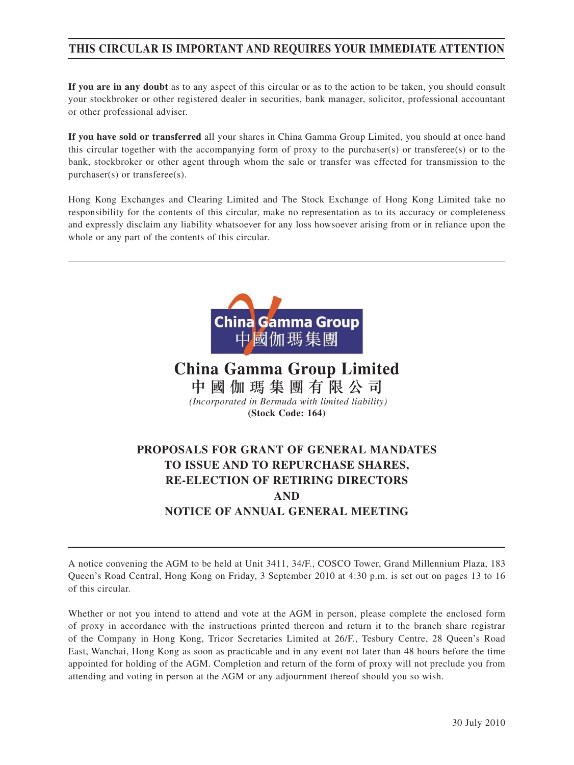**THIS CIRCULAR IS IMPORTANT AND REQUIRES YOUR IMMEDIATE ATTENTION**

**If you are in any doubt** as to any aspect of this circular or as to the action to be taken, you should consult your stockbroker or other registered dealer in securities, bank manager, solicitor, professional accountant or other professional adviser.

**If you have sold or transferred** all your shares in China Gamma Group Limited, you should at once hand this circular together with the accompanying form of proxy to the purchaser(s) or transferee(s) or to the bank, stockbroker or other agent through whom the sale or transfer was effected for transmission to the purchaser(s) or transferee(s).

Hong Kong Exchanges and Clearing Limited and The Stock Exchange of Hong Kong Limited take no responsibility for the contents of this circular, make no representation as to its accuracy or completeness and expressly disclaim any liability whatsoever for any loss howsoever arising from or in reliance upon the whole or any part of the contents of this circular.

China Gamma Group
中國伽瑪集團

# China Gamma Group Limited
# 中國伽瑪集團有限公司

*(Incorporated in Bermuda with limited liability)*

**(Stock Code: 164)**

## PROPOSALS FOR GRANT OF GENERAL MANDATES TO ISSUE AND TO REPURCHASE SHARES, RE-ELECTION OF RETIRING DIRECTORS AND NOTICE OF ANNUAL GENERAL MEETING

A notice convening the AGM to be held at Unit 3411, 34/F., COSCO Tower, Grand Millennium Plaza, 183 Queen's Road Central, Hong Kong on Friday, 3 September 2010 at 4:30 p.m. is set out on pages 13 to 16 of this circular.

Whether or not you intend to attend and vote at the AGM in person, please complete the enclosed form of proxy in accordance with the instructions printed thereon and return it to the branch share registrar of the Company in Hong Kong, Tricor Secretaries Limited at 26/F., Tesbury Centre, 28 Queen's Road East, Wanchai, Hong Kong as soon as practicable and in any event not later than 48 hours before the time appointed for holding of the AGM. Completion and return of the form of proxy will not preclude you from attending and voting in person at the AGM or any adjournment thereof should you so wish.

30 July 2010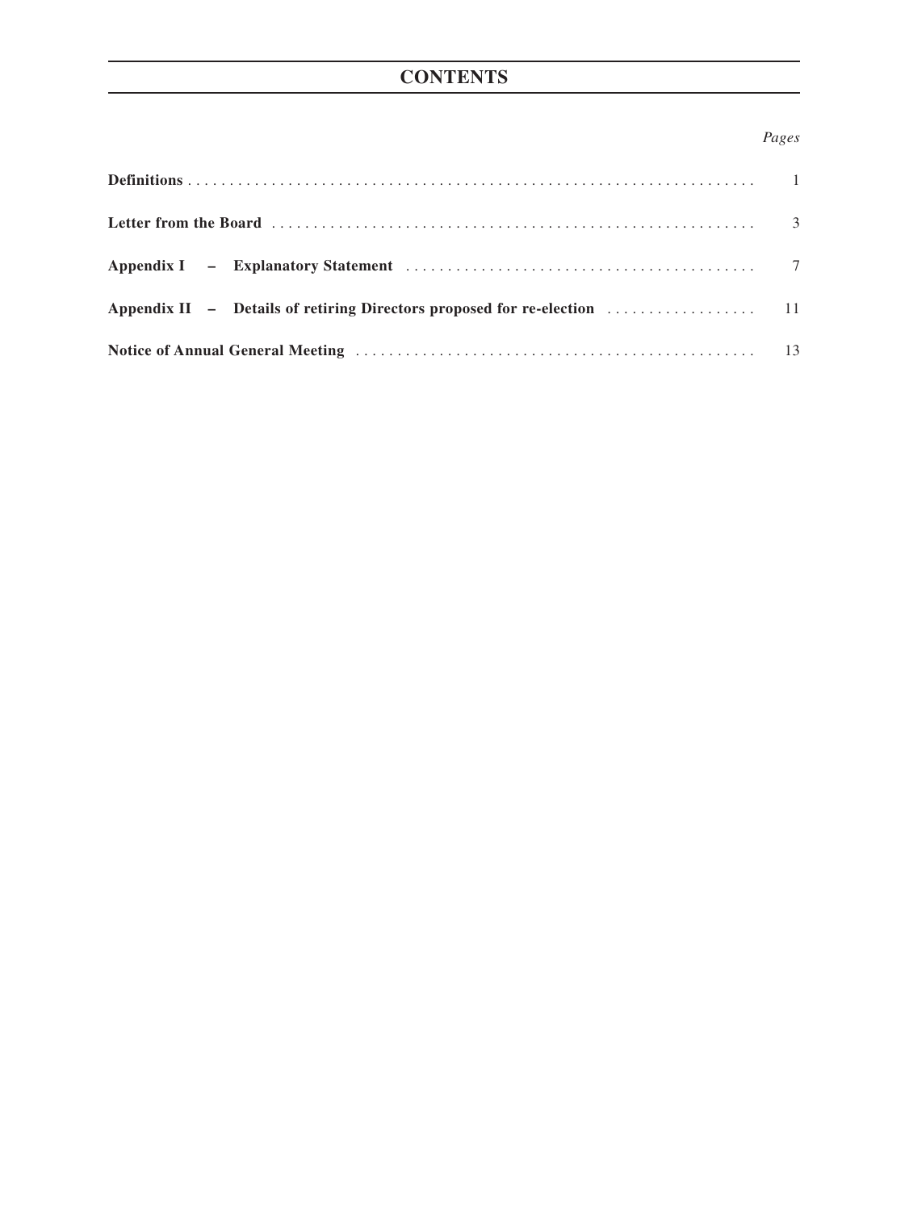# CONTENTS

| | *Pages* |
|---|---|
| **Definitions** | 1 |
| **Letter from the Board** | 3 |
| **Appendix I – Explanatory Statement** | 7 |
| **Appendix II – Details of retiring Directors proposed for re-election** | 11 |
| **Notice of Annual General Meeting** | 13 |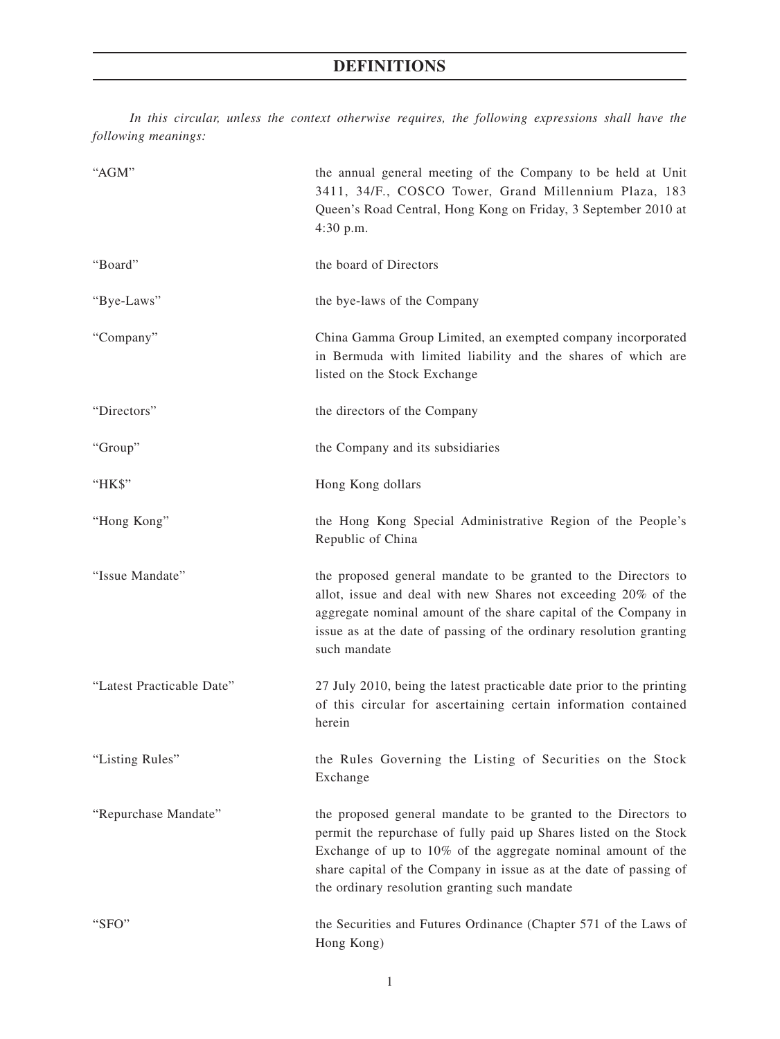# DEFINITIONS

*In this circular, unless the context otherwise requires, the following expressions shall have the following meanings:*

| | |
|---|---|
| "AGM" | the annual general meeting of the Company to be held at Unit 3411, 34/F., COSCO Tower, Grand Millennium Plaza, 183 Queen's Road Central, Hong Kong on Friday, 3 September 2010 at 4:30 p.m. |
| "Board" | the board of Directors |
| "Bye-Laws" | the bye-laws of the Company |
| "Company" | China Gamma Group Limited, an exempted company incorporated in Bermuda with limited liability and the shares of which are listed on the Stock Exchange |
| "Directors" | the directors of the Company |
| "Group" | the Company and its subsidiaries |
| "HK$" | Hong Kong dollars |
| "Hong Kong" | the Hong Kong Special Administrative Region of the People's Republic of China |
| "Issue Mandate" | the proposed general mandate to be granted to the Directors to allot, issue and deal with new Shares not exceeding 20% of the aggregate nominal amount of the share capital of the Company in issue as at the date of passing of the ordinary resolution granting such mandate |
| "Latest Practicable Date" | 27 July 2010, being the latest practicable date prior to the printing of this circular for ascertaining certain information contained herein |
| "Listing Rules" | the Rules Governing the Listing of Securities on the Stock Exchange |
| "Repurchase Mandate" | the proposed general mandate to be granted to the Directors to permit the repurchase of fully paid up Shares listed on the Stock Exchange of up to 10% of the aggregate nominal amount of the share capital of the Company in issue as at the date of passing of the ordinary resolution granting such mandate |
| "SFO" | the Securities and Futures Ordinance (Chapter 571 of the Laws of Hong Kong) |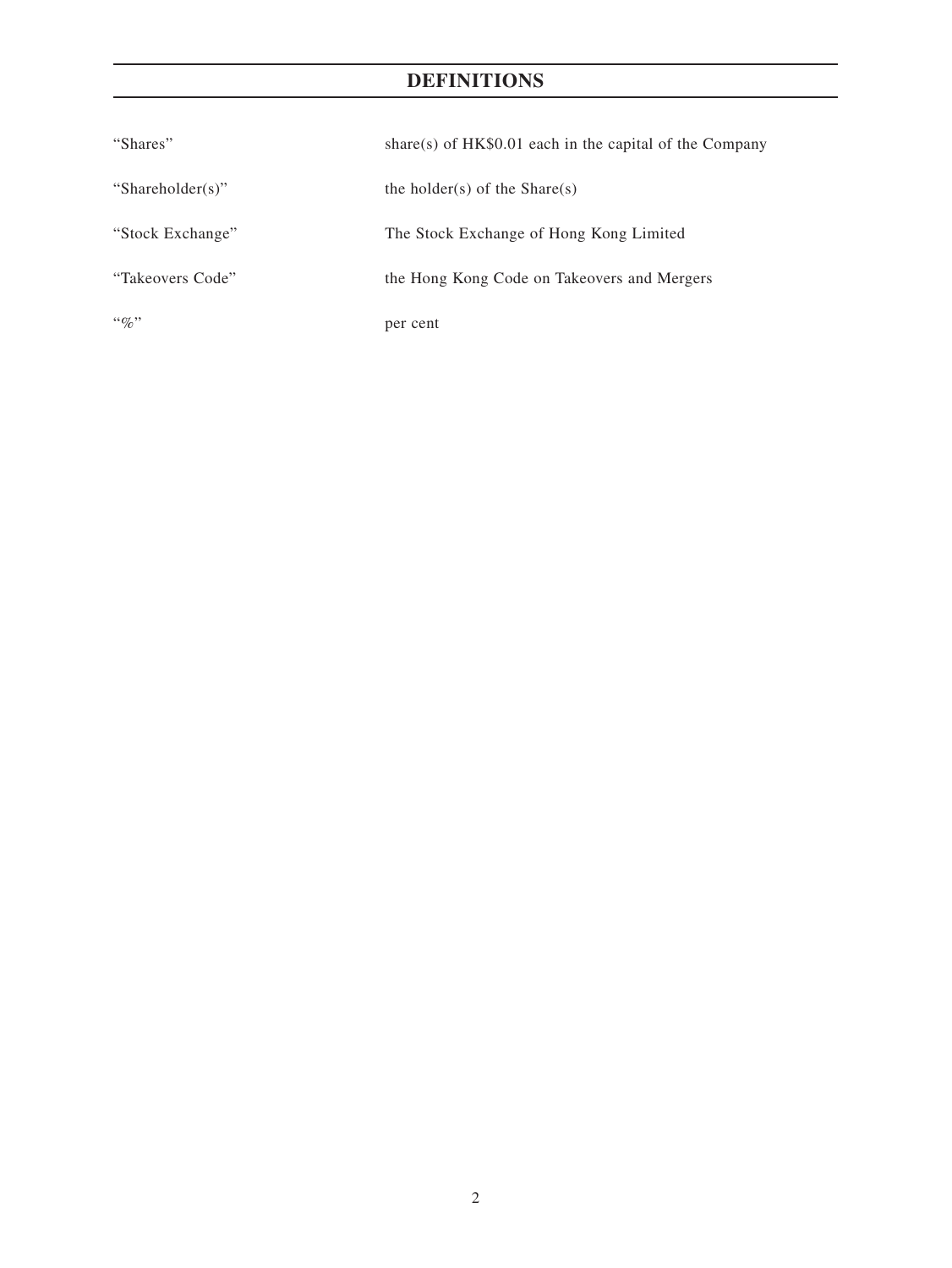# DEFINITIONS

| | |
|---|---|
| "Shares" | share(s) of HK$0.01 each in the capital of the Company |
| "Shareholder(s)" | the holder(s) of the Share(s) |
| "Stock Exchange" | The Stock Exchange of Hong Kong Limited |
| "Takeovers Code" | the Hong Kong Code on Takeovers and Mergers |
| "%" | per cent |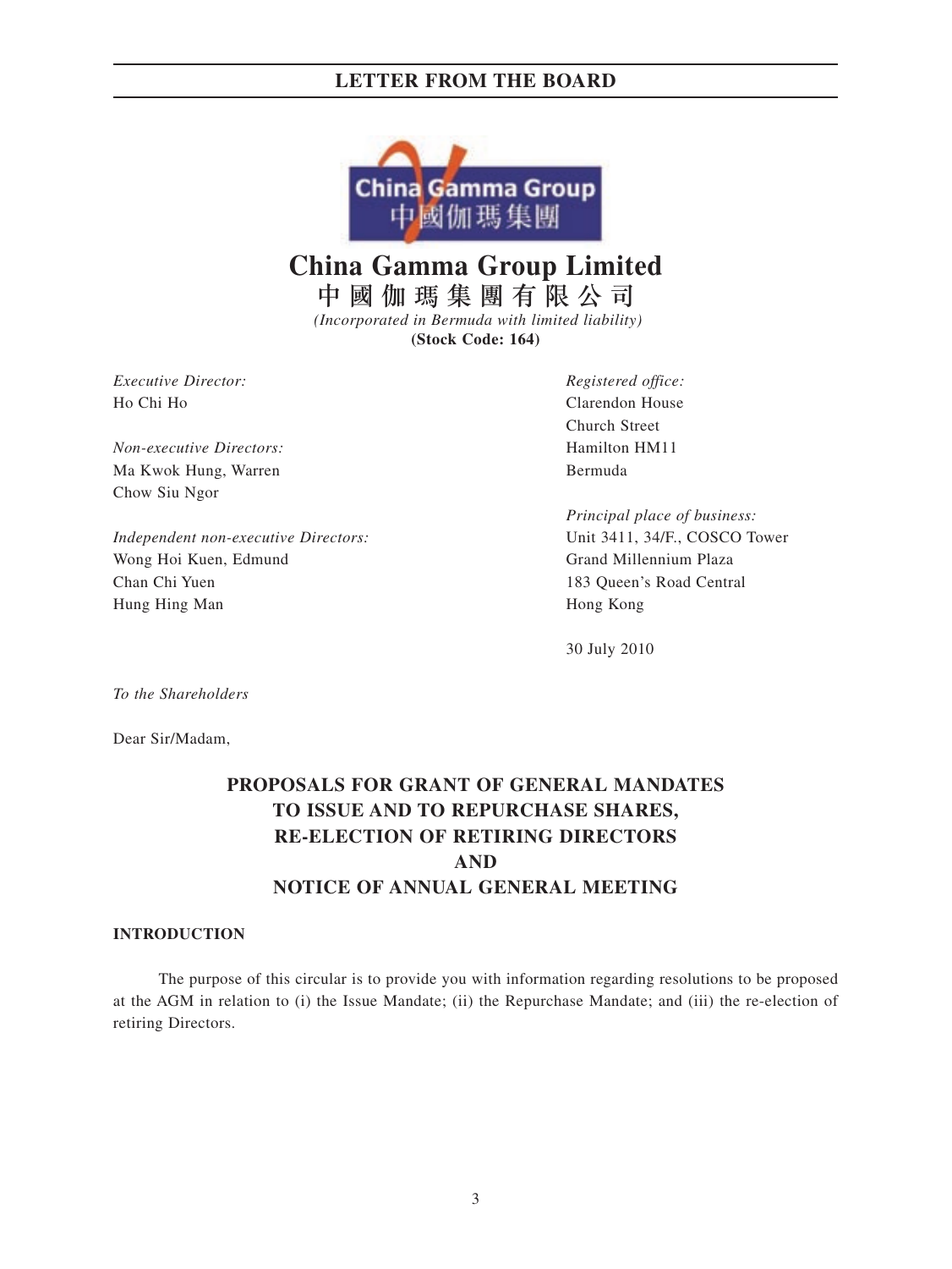## LETTER FROM THE BOARD

# China Gamma Group Limited
## 中國伽瑪集團有限公司

*(Incorporated in Bermuda with limited liability)*
**(Stock Code: 164)**

*Executive Director:*
Ho Chi Ho

*Non-executive Directors:*
Ma Kwok Hung, Warren
Chow Siu Ngor

*Independent non-executive Directors:*
Wong Hoi Kuen, Edmund
Chan Chi Yuen
Hung Hing Man

*Registered office:*
Clarendon House
Church Street
Hamilton HM11
Bermuda

*Principal place of business:*
Unit 3411, 34/F., COSCO Tower
Grand Millennium Plaza
183 Queen's Road Central
Hong Kong

30 July 2010

*To the Shareholders*

Dear Sir/Madam,

**PROPOSALS FOR GRANT OF GENERAL MANDATES TO ISSUE AND TO REPURCHASE SHARES, RE-ELECTION OF RETIRING DIRECTORS AND NOTICE OF ANNUAL GENERAL MEETING**

### INTRODUCTION

The purpose of this circular is to provide you with information regarding resolutions to be proposed at the AGM in relation to (i) the Issue Mandate; (ii) the Repurchase Mandate; and (iii) the re-election of retiring Directors.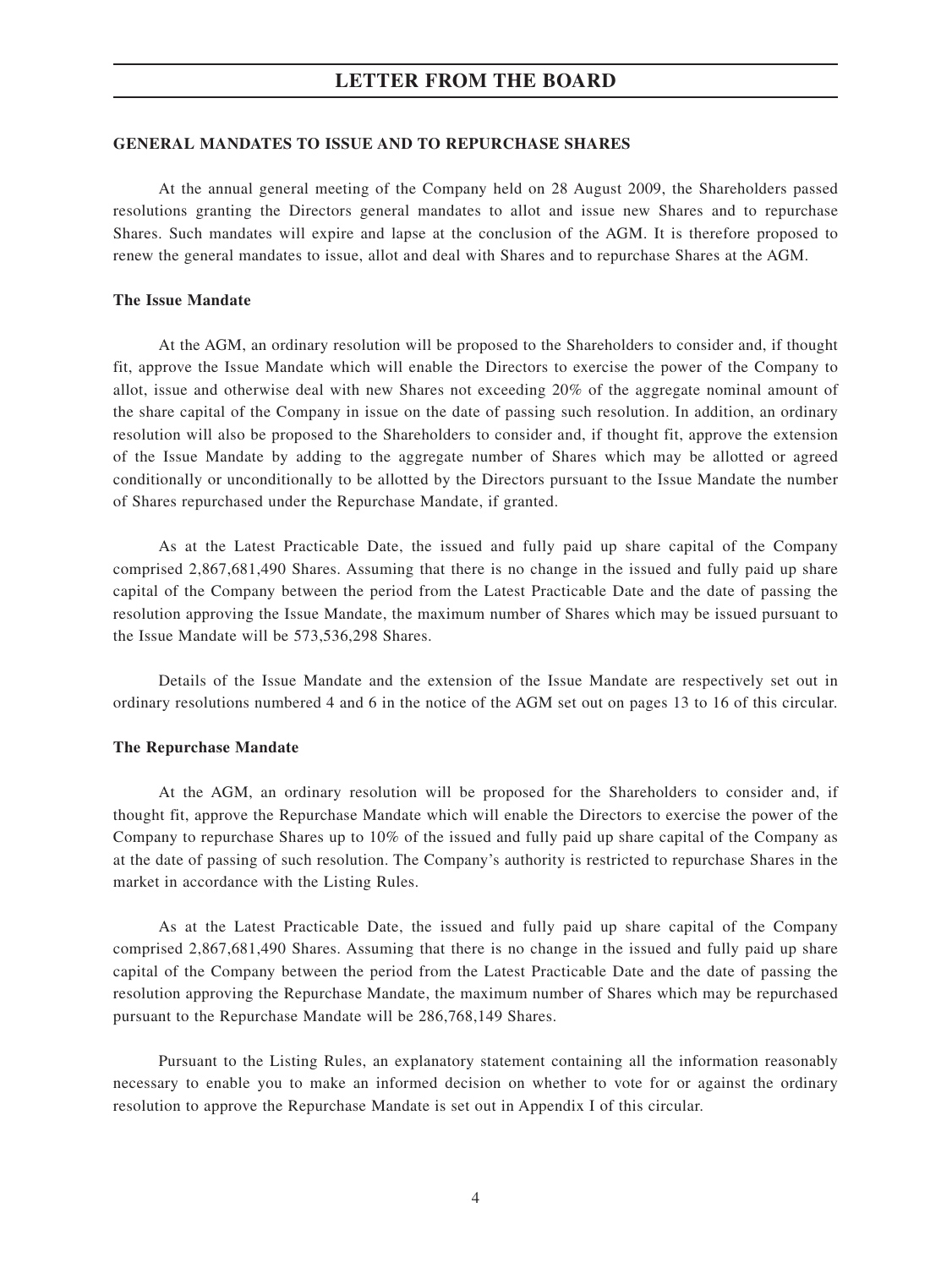# LETTER FROM THE BOARD

## GENERAL MANDATES TO ISSUE AND TO REPURCHASE SHARES

At the annual general meeting of the Company held on 28 August 2009, the Shareholders passed resolutions granting the Directors general mandates to allot and issue new Shares and to repurchase Shares. Such mandates will expire and lapse at the conclusion of the AGM. It is therefore proposed to renew the general mandates to issue, allot and deal with Shares and to repurchase Shares at the AGM.

### The Issue Mandate

At the AGM, an ordinary resolution will be proposed to the Shareholders to consider and, if thought fit, approve the Issue Mandate which will enable the Directors to exercise the power of the Company to allot, issue and otherwise deal with new Shares not exceeding 20% of the aggregate nominal amount of the share capital of the Company in issue on the date of passing such resolution. In addition, an ordinary resolution will also be proposed to the Shareholders to consider and, if thought fit, approve the extension of the Issue Mandate by adding to the aggregate number of Shares which may be allotted or agreed conditionally or unconditionally to be allotted by the Directors pursuant to the Issue Mandate the number of Shares repurchased under the Repurchase Mandate, if granted.

As at the Latest Practicable Date, the issued and fully paid up share capital of the Company comprised 2,867,681,490 Shares. Assuming that there is no change in the issued and fully paid up share capital of the Company between the period from the Latest Practicable Date and the date of passing the resolution approving the Issue Mandate, the maximum number of Shares which may be issued pursuant to the Issue Mandate will be 573,536,298 Shares.

Details of the Issue Mandate and the extension of the Issue Mandate are respectively set out in ordinary resolutions numbered 4 and 6 in the notice of the AGM set out on pages 13 to 16 of this circular.

### The Repurchase Mandate

At the AGM, an ordinary resolution will be proposed for the Shareholders to consider and, if thought fit, approve the Repurchase Mandate which will enable the Directors to exercise the power of the Company to repurchase Shares up to 10% of the issued and fully paid up share capital of the Company as at the date of passing of such resolution. The Company's authority is restricted to repurchase Shares in the market in accordance with the Listing Rules.

As at the Latest Practicable Date, the issued and fully paid up share capital of the Company comprised 2,867,681,490 Shares. Assuming that there is no change in the issued and fully paid up share capital of the Company between the period from the Latest Practicable Date and the date of passing the resolution approving the Repurchase Mandate, the maximum number of Shares which may be repurchased pursuant to the Repurchase Mandate will be 286,768,149 Shares.

Pursuant to the Listing Rules, an explanatory statement containing all the information reasonably necessary to enable you to make an informed decision on whether to vote for or against the ordinary resolution to approve the Repurchase Mandate is set out in Appendix I of this circular.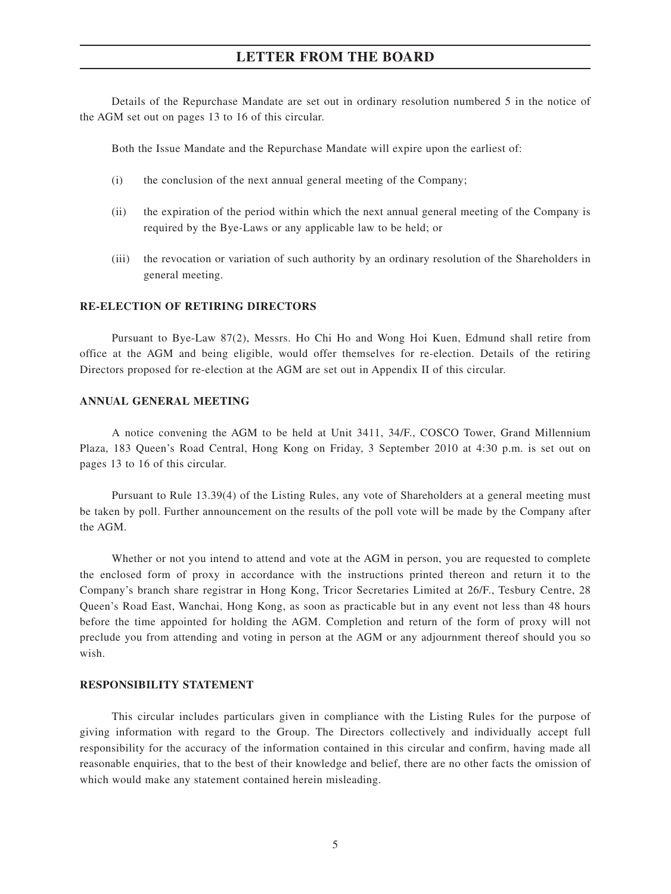Details of the Repurchase Mandate are set out in ordinary resolution numbered 5 in the notice of the AGM set out on pages 13 to 16 of this circular.

Both the Issue Mandate and the Repurchase Mandate will expire upon the earliest of:

(i) the conclusion of the next annual general meeting of the Company;

(ii) the expiration of the period within which the next annual general meeting of the Company is required by the Bye-Laws or any applicable law to be held; or

(iii) the revocation or variation of such authority by an ordinary resolution of the Shareholders in general meeting.

## RE-ELECTION OF RETIRING DIRECTORS

Pursuant to Bye-Law 87(2), Messrs. Ho Chi Ho and Wong Hoi Kuen, Edmund shall retire from office at the AGM and being eligible, would offer themselves for re-election. Details of the retiring Directors proposed for re-election at the AGM are set out in Appendix II of this circular.

## ANNUAL GENERAL MEETING

A notice convening the AGM to be held at Unit 3411, 34/F., COSCO Tower, Grand Millennium Plaza, 183 Queen's Road Central, Hong Kong on Friday, 3 September 2010 at 4:30 p.m. is set out on pages 13 to 16 of this circular.

Pursuant to Rule 13.39(4) of the Listing Rules, any vote of Shareholders at a general meeting must be taken by poll. Further announcement on the results of the poll vote will be made by the Company after the AGM.

Whether or not you intend to attend and vote at the AGM in person, you are requested to complete the enclosed form of proxy in accordance with the instructions printed thereon and return it to the Company's branch share registrar in Hong Kong, Tricor Secretaries Limited at 26/F., Tesbury Centre, 28 Queen's Road East, Wanchai, Hong Kong, as soon as practicable but in any event not less than 48 hours before the time appointed for holding the AGM. Completion and return of the form of proxy will not preclude you from attending and voting in person at the AGM or any adjournment thereof should you so wish.

## RESPONSIBILITY STATEMENT

This circular includes particulars given in compliance with the Listing Rules for the purpose of giving information with regard to the Group. The Directors collectively and individually accept full responsibility for the accuracy of the information contained in this circular and confirm, having made all reasonable enquiries, that to the best of their knowledge and belief, there are no other facts the omission of which would make any statement contained herein misleading.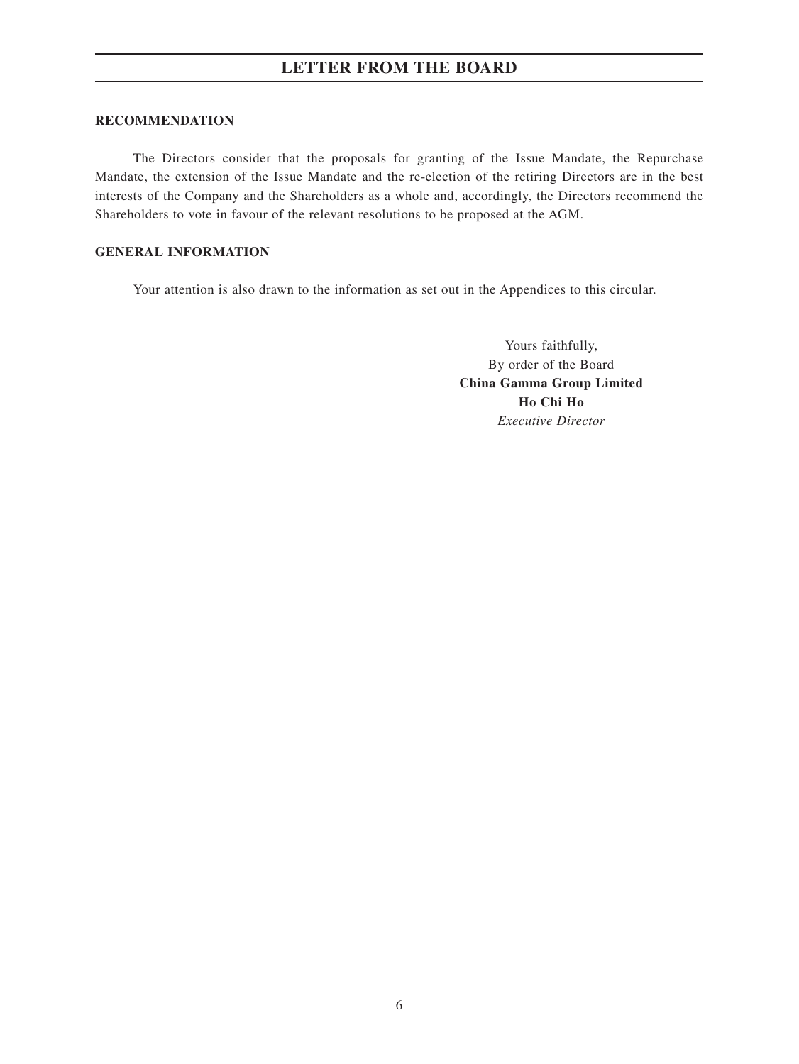## RECOMMENDATION

The Directors consider that the proposals for granting of the Issue Mandate, the Repurchase Mandate, the extension of the Issue Mandate and the re-election of the retiring Directors are in the best interests of the Company and the Shareholders as a whole and, accordingly, the Directors recommend the Shareholders to vote in favour of the relevant resolutions to be proposed at the AGM.

## GENERAL INFORMATION

Your attention is also drawn to the information as set out in the Appendices to this circular.

Yours faithfully,
By order of the Board
**China Gamma Group Limited**
**Ho Chi Ho**
*Executive Director*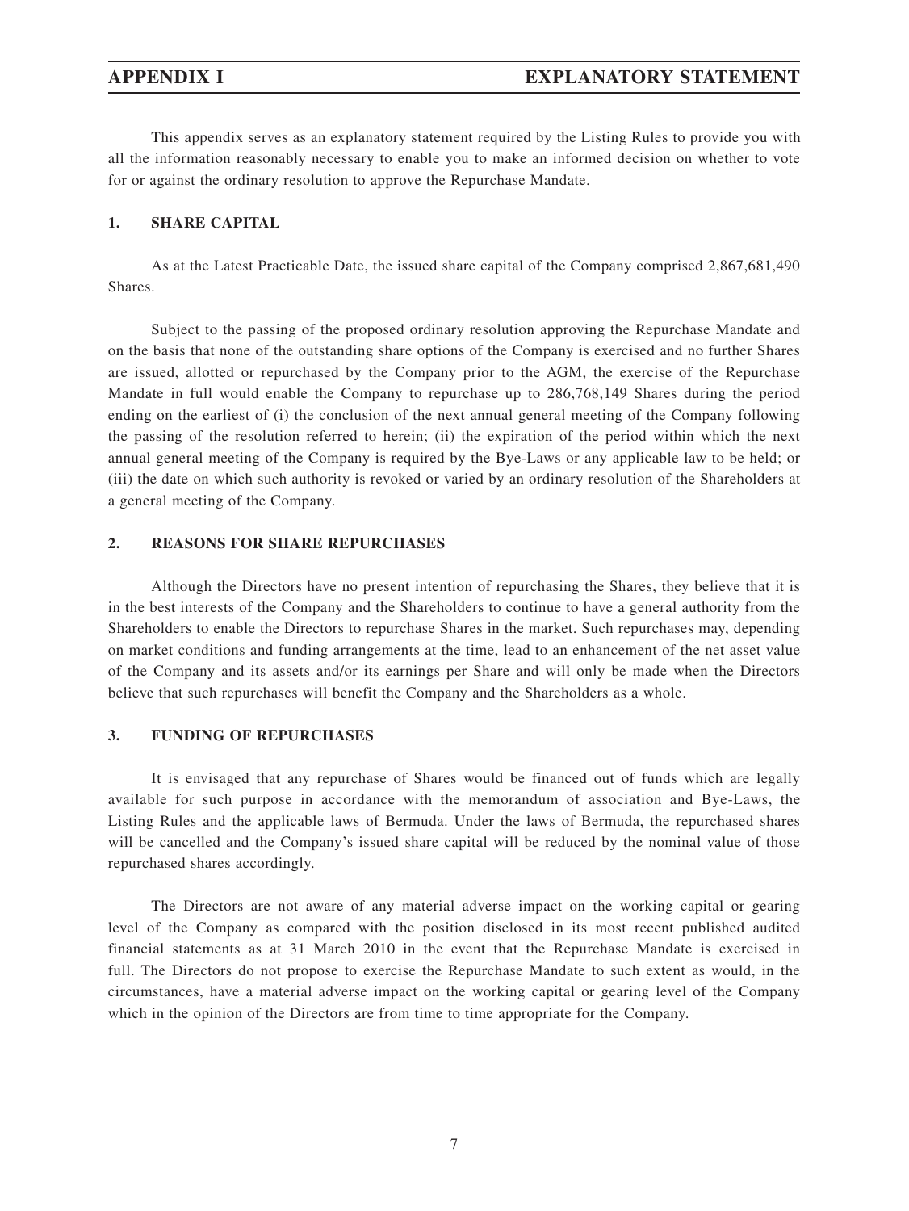# APPENDIX I — EXPLANATORY STATEMENT

This appendix serves as an explanatory statement required by the Listing Rules to provide you with all the information reasonably necessary to enable you to make an informed decision on whether to vote for or against the ordinary resolution to approve the Repurchase Mandate.

## 1. SHARE CAPITAL

As at the Latest Practicable Date, the issued share capital of the Company comprised 2,867,681,490 Shares.

Subject to the passing of the proposed ordinary resolution approving the Repurchase Mandate and on the basis that none of the outstanding share options of the Company is exercised and no further Shares are issued, allotted or repurchased by the Company prior to the AGM, the exercise of the Repurchase Mandate in full would enable the Company to repurchase up to 286,768,149 Shares during the period ending on the earliest of (i) the conclusion of the next annual general meeting of the Company following the passing of the resolution referred to herein; (ii) the expiration of the period within which the next annual general meeting of the Company is required by the Bye-Laws or any applicable law to be held; or (iii) the date on which such authority is revoked or varied by an ordinary resolution of the Shareholders at a general meeting of the Company.

## 2. REASONS FOR SHARE REPURCHASES

Although the Directors have no present intention of repurchasing the Shares, they believe that it is in the best interests of the Company and the Shareholders to continue to have a general authority from the Shareholders to enable the Directors to repurchase Shares in the market. Such repurchases may, depending on market conditions and funding arrangements at the time, lead to an enhancement of the net asset value of the Company and its assets and/or its earnings per Share and will only be made when the Directors believe that such repurchases will benefit the Company and the Shareholders as a whole.

## 3. FUNDING OF REPURCHASES

It is envisaged that any repurchase of Shares would be financed out of funds which are legally available for such purpose in accordance with the memorandum of association and Bye-Laws, the Listing Rules and the applicable laws of Bermuda. Under the laws of Bermuda, the repurchased shares will be cancelled and the Company's issued share capital will be reduced by the nominal value of those repurchased shares accordingly.

The Directors are not aware of any material adverse impact on the working capital or gearing level of the Company as compared with the position disclosed in its most recent published audited financial statements as at 31 March 2010 in the event that the Repurchase Mandate is exercised in full. The Directors do not propose to exercise the Repurchase Mandate to such extent as would, in the circumstances, have a material adverse impact on the working capital or gearing level of the Company which in the opinion of the Directors are from time to time appropriate for the Company.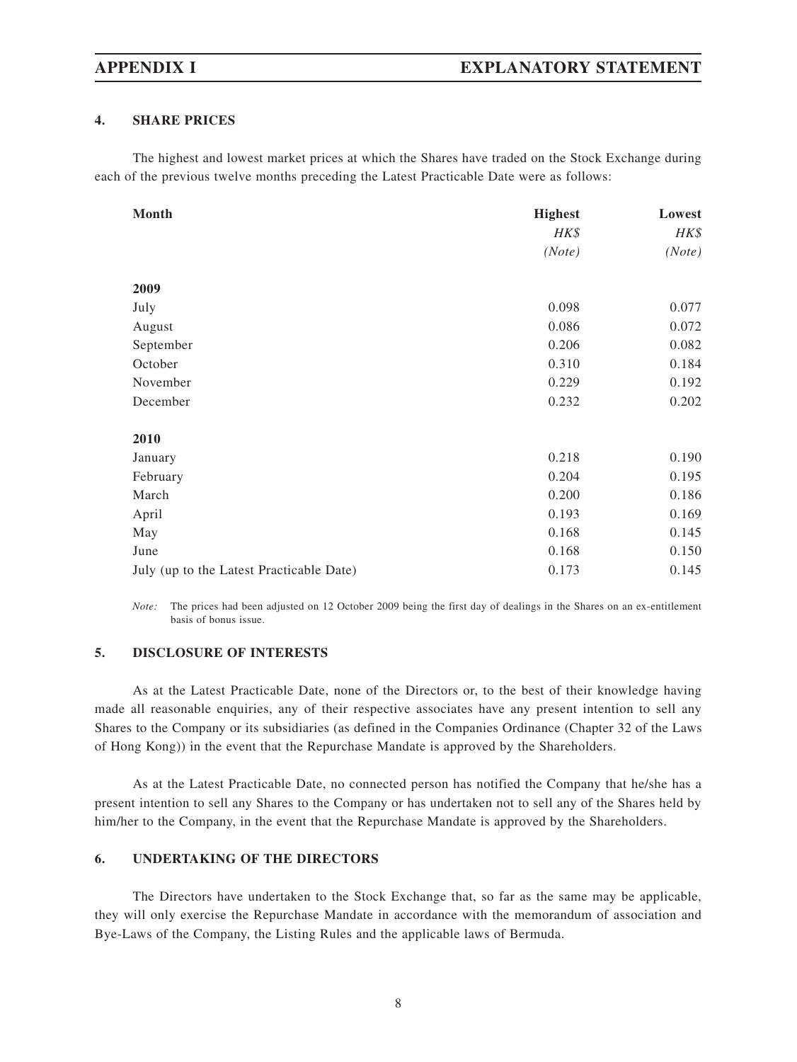### 4. SHARE PRICES

The highest and lowest market prices at which the Shares have traded on the Stock Exchange during each of the previous twelve months preceding the Latest Practicable Date were as follows:

| Month | Highest | Lowest |
|---|---|---|
| | *HK$* | *HK$* |
| | *(Note)* | *(Note)* |
| **2009** | | |
| July | 0.098 | 0.077 |
| August | 0.086 | 0.072 |
| September | 0.206 | 0.082 |
| October | 0.310 | 0.184 |
| November | 0.229 | 0.192 |
| December | 0.232 | 0.202 |
| **2010** | | |
| January | 0.218 | 0.190 |
| February | 0.204 | 0.195 |
| March | 0.200 | 0.186 |
| April | 0.193 | 0.169 |
| May | 0.168 | 0.145 |
| June | 0.168 | 0.150 |
| July (up to the Latest Practicable Date) | 0.173 | 0.145 |

*Note:* The prices had been adjusted on 12 October 2009 being the first day of dealings in the Shares on an ex-entitlement basis of bonus issue.

### 5. DISCLOSURE OF INTERESTS

As at the Latest Practicable Date, none of the Directors or, to the best of their knowledge having made all reasonable enquiries, any of their respective associates have any present intention to sell any Shares to the Company or its subsidiaries (as defined in the Companies Ordinance (Chapter 32 of the Laws of Hong Kong)) in the event that the Repurchase Mandate is approved by the Shareholders.

As at the Latest Practicable Date, no connected person has notified the Company that he/she has a present intention to sell any Shares to the Company or has undertaken not to sell any of the Shares held by him/her to the Company, in the event that the Repurchase Mandate is approved by the Shareholders.

### 6. UNDERTAKING OF THE DIRECTORS

The Directors have undertaken to the Stock Exchange that, so far as the same may be applicable, they will only exercise the Repurchase Mandate in accordance with the memorandum of association and Bye-Laws of the Company, the Listing Rules and the applicable laws of Bermuda.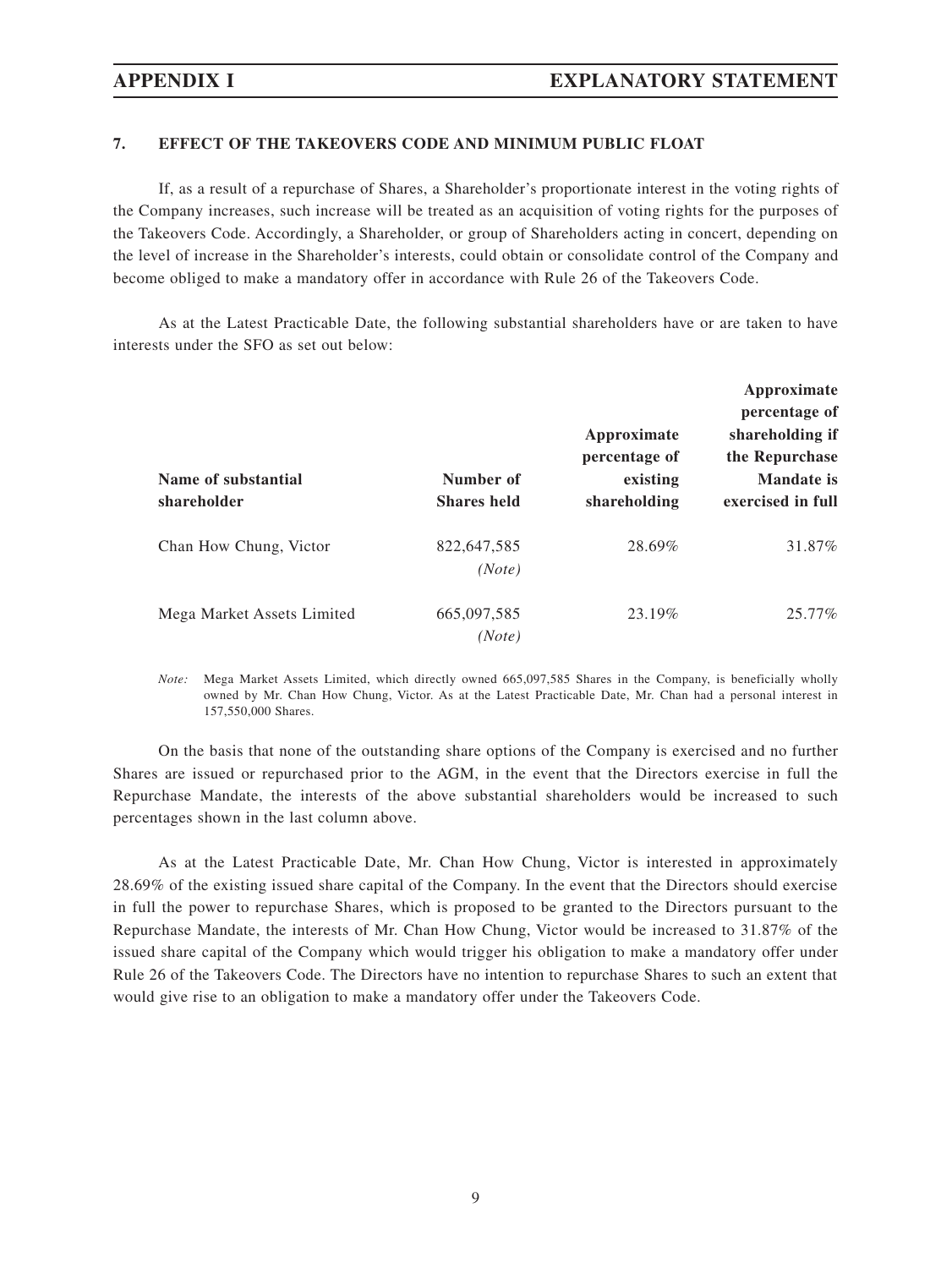## 7. EFFECT OF THE TAKEOVERS CODE AND MINIMUM PUBLIC FLOAT

If, as a result of a repurchase of Shares, a Shareholder's proportionate interest in the voting rights of the Company increases, such increase will be treated as an acquisition of voting rights for the purposes of the Takeovers Code. Accordingly, a Shareholder, or group of Shareholders acting in concert, depending on the level of increase in the Shareholder's interests, could obtain or consolidate control of the Company and become obliged to make a mandatory offer in accordance with Rule 26 of the Takeovers Code.

As at the Latest Practicable Date, the following substantial shareholders have or are taken to have interests under the SFO as set out below:

| Name of substantial shareholder | Number of Shares held | Approximate percentage of existing shareholding | Approximate percentage of shareholding if the Repurchase Mandate is exercised in full |
|---|---|---|---|
| Chan How Chung, Victor | 822,647,585 *(Note)* | 28.69% | 31.87% |
| Mega Market Assets Limited | 665,097,585 *(Note)* | 23.19% | 25.77% |

*Note:* Mega Market Assets Limited, which directly owned 665,097,585 Shares in the Company, is beneficially wholly owned by Mr. Chan How Chung, Victor. As at the Latest Practicable Date, Mr. Chan had a personal interest in 157,550,000 Shares.

On the basis that none of the outstanding share options of the Company is exercised and no further Shares are issued or repurchased prior to the AGM, in the event that the Directors exercise in full the Repurchase Mandate, the interests of the above substantial shareholders would be increased to such percentages shown in the last column above.

As at the Latest Practicable Date, Mr. Chan How Chung, Victor is interested in approximately 28.69% of the existing issued share capital of the Company. In the event that the Directors should exercise in full the power to repurchase Shares, which is proposed to be granted to the Directors pursuant to the Repurchase Mandate, the interests of Mr. Chan How Chung, Victor would be increased to 31.87% of the issued share capital of the Company which would trigger his obligation to make a mandatory offer under Rule 26 of the Takeovers Code. The Directors have no intention to repurchase Shares to such an extent that would give rise to an obligation to make a mandatory offer under the Takeovers Code.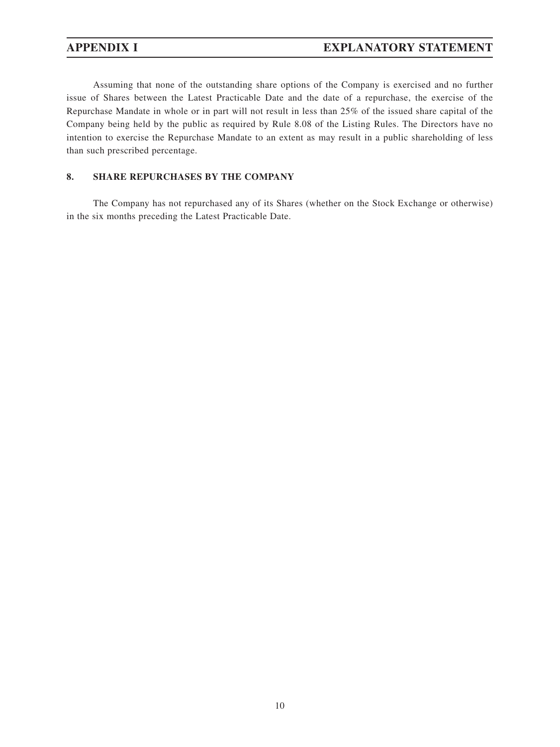Assuming that none of the outstanding share options of the Company is exercised and no further issue of Shares between the Latest Practicable Date and the date of a repurchase, the exercise of the Repurchase Mandate in whole or in part will not result in less than 25% of the issued share capital of the Company being held by the public as required by Rule 8.08 of the Listing Rules. The Directors have no intention to exercise the Repurchase Mandate to an extent as may result in a public shareholding of less than such prescribed percentage.

## 8. SHARE REPURCHASES BY THE COMPANY

The Company has not repurchased any of its Shares (whether on the Stock Exchange or otherwise) in the six months preceding the Latest Practicable Date.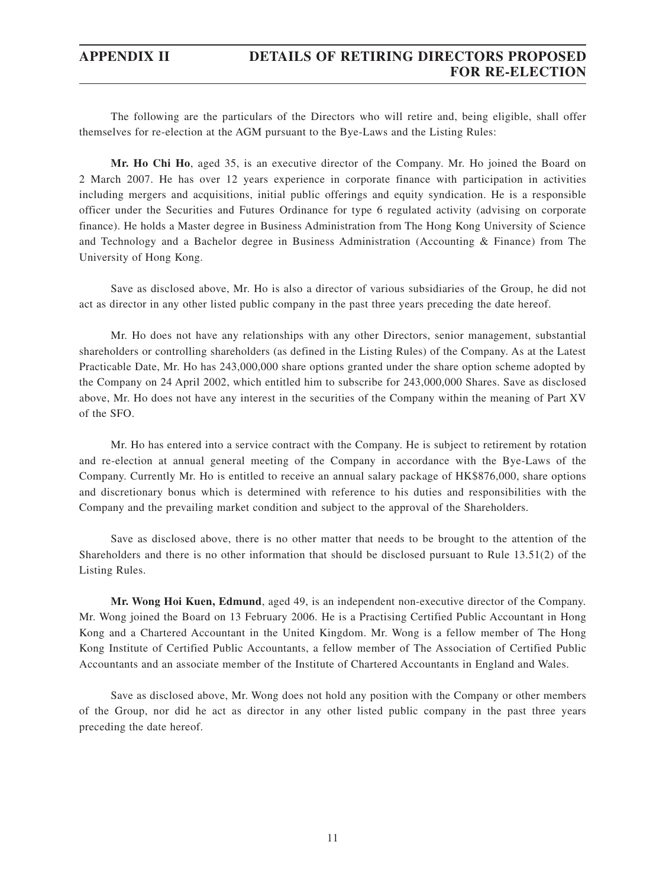## APPENDIX II DETAILS OF RETIRING DIRECTORS PROPOSED FOR RE-ELECTION

The following are the particulars of the Directors who will retire and, being eligible, shall offer themselves for re-election at the AGM pursuant to the Bye-Laws and the Listing Rules:

**Mr. Ho Chi Ho**, aged 35, is an executive director of the Company. Mr. Ho joined the Board on 2 March 2007. He has over 12 years experience in corporate finance with participation in activities including mergers and acquisitions, initial public offerings and equity syndication. He is a responsible officer under the Securities and Futures Ordinance for type 6 regulated activity (advising on corporate finance). He holds a Master degree in Business Administration from The Hong Kong University of Science and Technology and a Bachelor degree in Business Administration (Accounting & Finance) from The University of Hong Kong.

Save as disclosed above, Mr. Ho is also a director of various subsidiaries of the Group, he did not act as director in any other listed public company in the past three years preceding the date hereof.

Mr. Ho does not have any relationships with any other Directors, senior management, substantial shareholders or controlling shareholders (as defined in the Listing Rules) of the Company. As at the Latest Practicable Date, Mr. Ho has 243,000,000 share options granted under the share option scheme adopted by the Company on 24 April 2002, which entitled him to subscribe for 243,000,000 Shares. Save as disclosed above, Mr. Ho does not have any interest in the securities of the Company within the meaning of Part XV of the SFO.

Mr. Ho has entered into a service contract with the Company. He is subject to retirement by rotation and re-election at annual general meeting of the Company in accordance with the Bye-Laws of the Company. Currently Mr. Ho is entitled to receive an annual salary package of HK$876,000, share options and discretionary bonus which is determined with reference to his duties and responsibilities with the Company and the prevailing market condition and subject to the approval of the Shareholders.

Save as disclosed above, there is no other matter that needs to be brought to the attention of the Shareholders and there is no other information that should be disclosed pursuant to Rule 13.51(2) of the Listing Rules.

**Mr. Wong Hoi Kuen, Edmund**, aged 49, is an independent non-executive director of the Company. Mr. Wong joined the Board on 13 February 2006. He is a Practising Certified Public Accountant in Hong Kong and a Chartered Accountant in the United Kingdom. Mr. Wong is a fellow member of The Hong Kong Institute of Certified Public Accountants, a fellow member of The Association of Certified Public Accountants and an associate member of the Institute of Chartered Accountants in England and Wales.

Save as disclosed above, Mr. Wong does not hold any position with the Company or other members of the Group, nor did he act as director in any other listed public company in the past three years preceding the date hereof.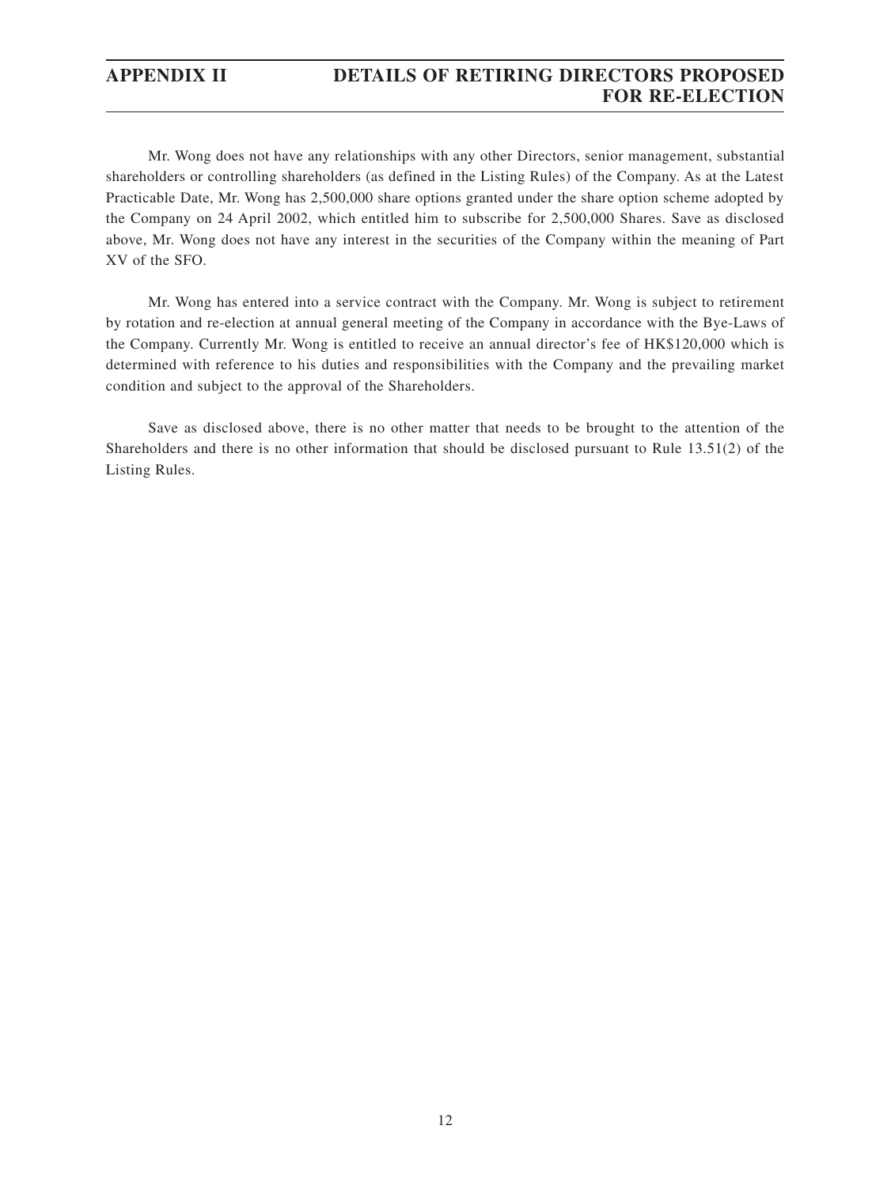Mr. Wong does not have any relationships with any other Directors, senior management, substantial shareholders or controlling shareholders (as defined in the Listing Rules) of the Company. As at the Latest Practicable Date, Mr. Wong has 2,500,000 share options granted under the share option scheme adopted by the Company on 24 April 2002, which entitled him to subscribe for 2,500,000 Shares. Save as disclosed above, Mr. Wong does not have any interest in the securities of the Company within the meaning of Part XV of the SFO.

Mr. Wong has entered into a service contract with the Company. Mr. Wong is subject to retirement by rotation and re-election at annual general meeting of the Company in accordance with the Bye-Laws of the Company. Currently Mr. Wong is entitled to receive an annual director's fee of HK$120,000 which is determined with reference to his duties and responsibilities with the Company and the prevailing market condition and subject to the approval of the Shareholders.

Save as disclosed above, there is no other matter that needs to be brought to the attention of the Shareholders and there is no other information that should be disclosed pursuant to Rule 13.51(2) of the Listing Rules.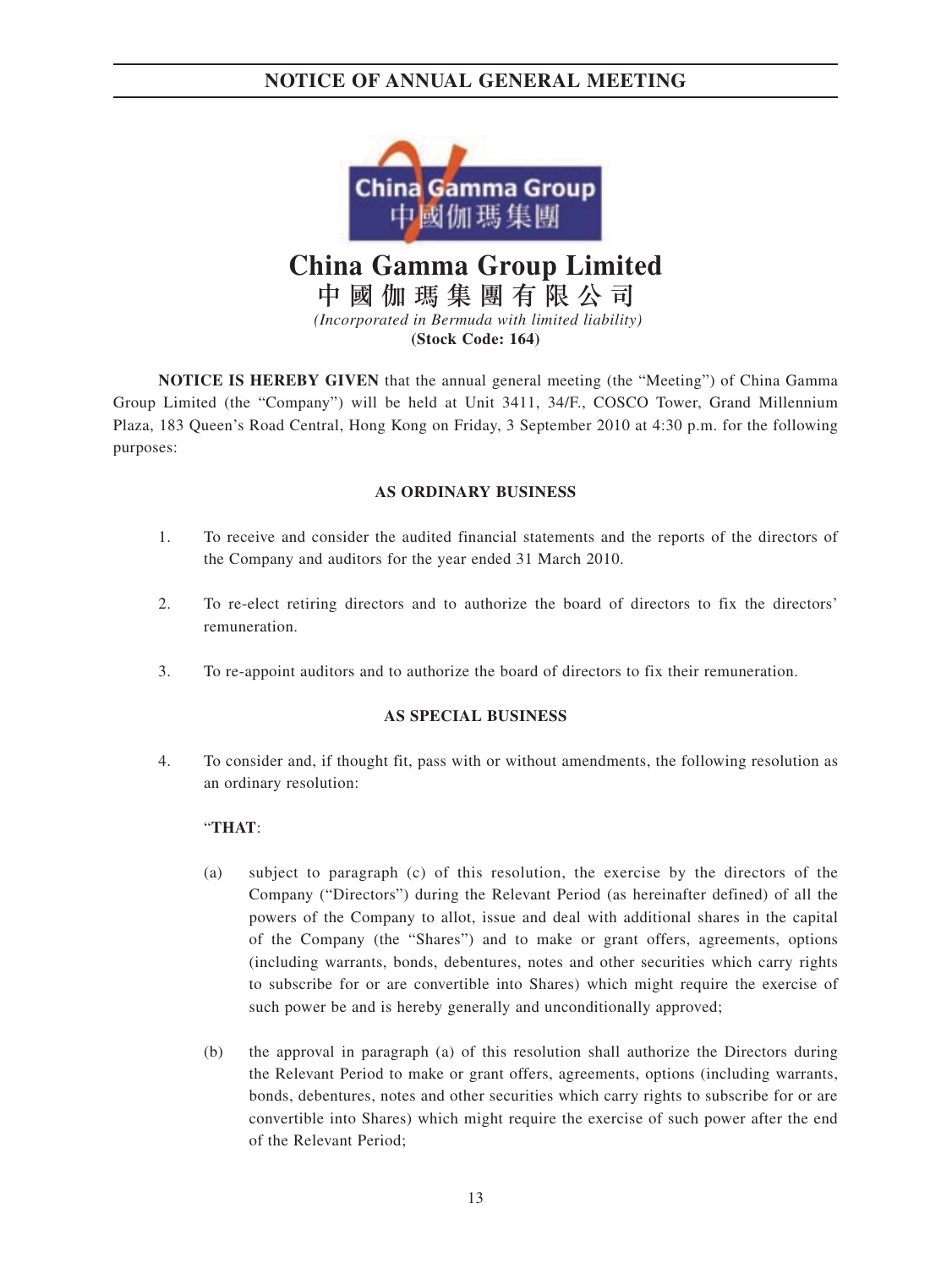# NOTICE OF ANNUAL GENERAL MEETING

# China Gamma Group Limited

## 中國伽瑪集團有限公司

*(Incorporated in Bermuda with limited liability)*

**(Stock Code: 164)**

**NOTICE IS HEREBY GIVEN** that the annual general meeting (the "Meeting") of China Gamma Group Limited (the "Company") will be held at Unit 3411, 34/F., COSCO Tower, Grand Millennium Plaza, 183 Queen's Road Central, Hong Kong on Friday, 3 September 2010 at 4:30 p.m. for the following purposes:

**AS ORDINARY BUSINESS**

1. To receive and consider the audited financial statements and the reports of the directors of the Company and auditors for the year ended 31 March 2010.

2. To re-elect retiring directors and to authorize the board of directors to fix the directors' remuneration.

3. To re-appoint auditors and to authorize the board of directors to fix their remuneration.

**AS SPECIAL BUSINESS**

4. To consider and, if thought fit, pass with or without amendments, the following resolution as an ordinary resolution:

   "**THAT**:

   (a) subject to paragraph (c) of this resolution, the exercise by the directors of the Company ("Directors") during the Relevant Period (as hereinafter defined) of all the powers of the Company to allot, issue and deal with additional shares in the capital of the Company (the "Shares") and to make or grant offers, agreements, options (including warrants, bonds, debentures, notes and other securities which carry rights to subscribe for or are convertible into Shares) which might require the exercise of such power be and is hereby generally and unconditionally approved;

   (b) the approval in paragraph (a) of this resolution shall authorize the Directors during the Relevant Period to make or grant offers, agreements, options (including warrants, bonds, debentures, notes and other securities which carry rights to subscribe for or are convertible into Shares) which might require the exercise of such power after the end of the Relevant Period;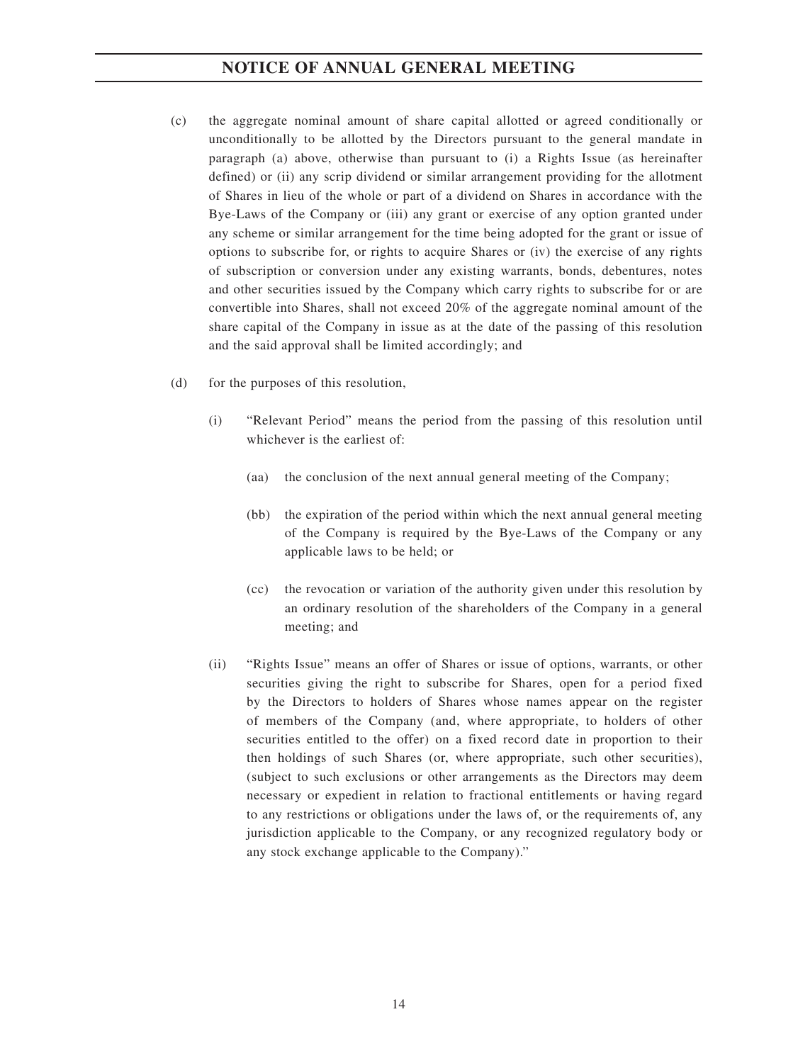(c) the aggregate nominal amount of share capital allotted or agreed conditionally or unconditionally to be allotted by the Directors pursuant to the general mandate in paragraph (a) above, otherwise than pursuant to (i) a Rights Issue (as hereinafter defined) or (ii) any scrip dividend or similar arrangement providing for the allotment of Shares in lieu of the whole or part of a dividend on Shares in accordance with the Bye-Laws of the Company or (iii) any grant or exercise of any option granted under any scheme or similar arrangement for the time being adopted for the grant or issue of options to subscribe for, or rights to acquire Shares or (iv) the exercise of any rights of subscription or conversion under any existing warrants, bonds, debentures, notes and other securities issued by the Company which carry rights to subscribe for or are convertible into Shares, shall not exceed 20% of the aggregate nominal amount of the share capital of the Company in issue as at the date of the passing of this resolution and the said approval shall be limited accordingly; and

(d) for the purposes of this resolution,

(i) "Relevant Period" means the period from the passing of this resolution until whichever is the earliest of:

(aa) the conclusion of the next annual general meeting of the Company;

(bb) the expiration of the period within which the next annual general meeting of the Company is required by the Bye-Laws of the Company or any applicable laws to be held; or

(cc) the revocation or variation of the authority given under this resolution by an ordinary resolution of the shareholders of the Company in a general meeting; and

(ii) "Rights Issue" means an offer of Shares or issue of options, warrants, or other securities giving the right to subscribe for Shares, open for a period fixed by the Directors to holders of Shares whose names appear on the register of members of the Company (and, where appropriate, to holders of other securities entitled to the offer) on a fixed record date in proportion to their then holdings of such Shares (or, where appropriate, such other securities), (subject to such exclusions or other arrangements as the Directors may deem necessary or expedient in relation to fractional entitlements or having regard to any restrictions or obligations under the laws of, or the requirements of, any jurisdiction applicable to the Company, or any recognized regulatory body or any stock exchange applicable to the Company)."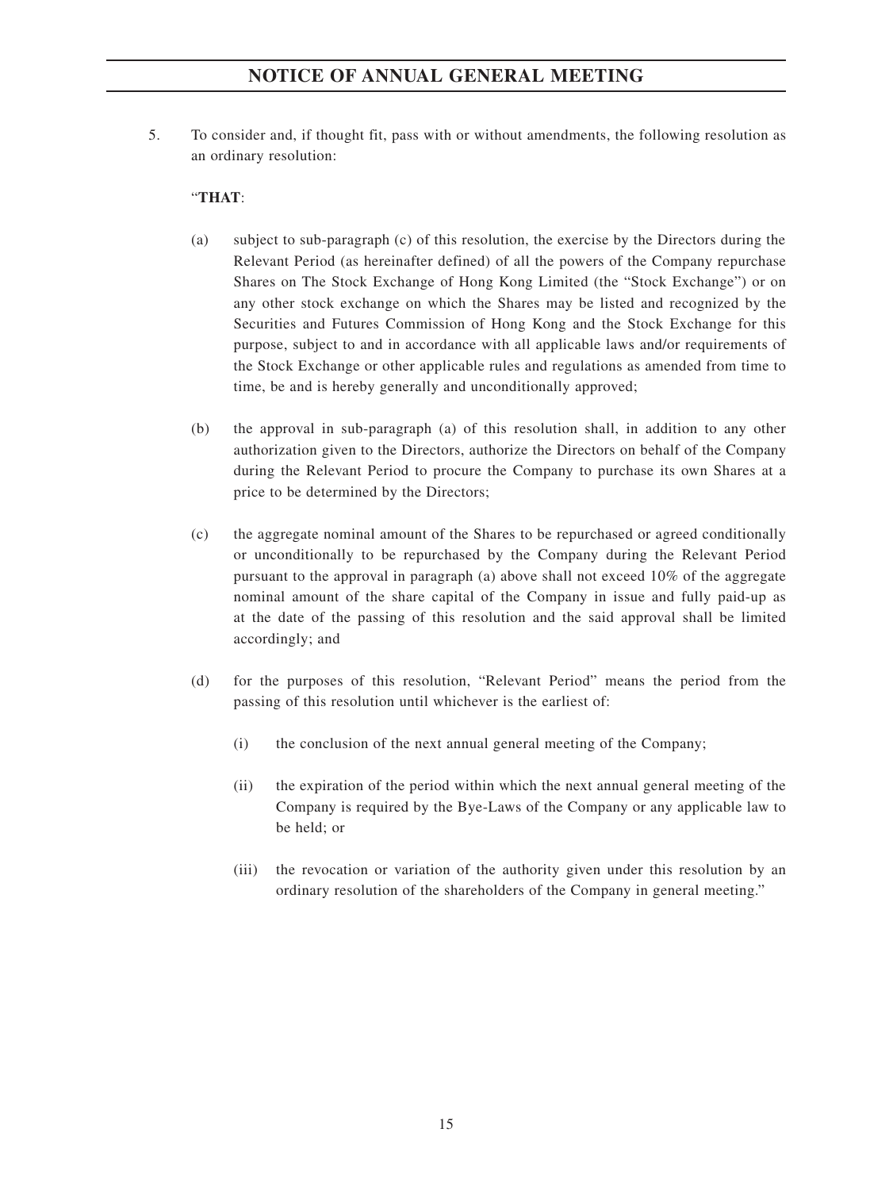5. To consider and, if thought fit, pass with or without amendments, the following resolution as an ordinary resolution:

"**THAT**:

(a) subject to sub-paragraph (c) of this resolution, the exercise by the Directors during the Relevant Period (as hereinafter defined) of all the powers of the Company repurchase Shares on The Stock Exchange of Hong Kong Limited (the "Stock Exchange") or on any other stock exchange on which the Shares may be listed and recognized by the Securities and Futures Commission of Hong Kong and the Stock Exchange for this purpose, subject to and in accordance with all applicable laws and/or requirements of the Stock Exchange or other applicable rules and regulations as amended from time to time, be and is hereby generally and unconditionally approved;

(b) the approval in sub-paragraph (a) of this resolution shall, in addition to any other authorization given to the Directors, authorize the Directors on behalf of the Company during the Relevant Period to procure the Company to purchase its own Shares at a price to be determined by the Directors;

(c) the aggregate nominal amount of the Shares to be repurchased or agreed conditionally or unconditionally to be repurchased by the Company during the Relevant Period pursuant to the approval in paragraph (a) above shall not exceed 10% of the aggregate nominal amount of the share capital of the Company in issue and fully paid-up as at the date of the passing of this resolution and the said approval shall be limited accordingly; and

(d) for the purposes of this resolution, "Relevant Period" means the period from the passing of this resolution until whichever is the earliest of:

(i) the conclusion of the next annual general meeting of the Company;

(ii) the expiration of the period within which the next annual general meeting of the Company is required by the Bye-Laws of the Company or any applicable law to be held; or

(iii) the revocation or variation of the authority given under this resolution by an ordinary resolution of the shareholders of the Company in general meeting."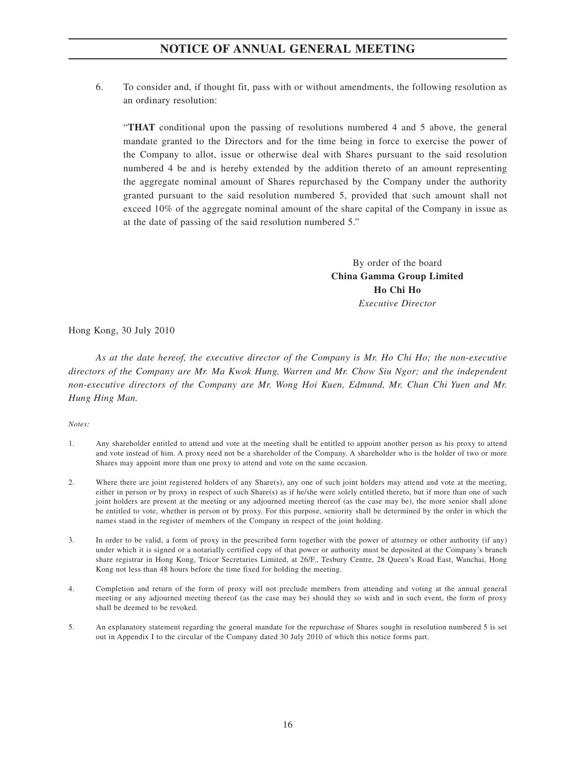6. To consider and, if thought fit, pass with or without amendments, the following resolution as an ordinary resolution:

"**THAT** conditional upon the passing of resolutions numbered 4 and 5 above, the general mandate granted to the Directors and for the time being in force to exercise the power of the Company to allot, issue or otherwise deal with Shares pursuant to the said resolution numbered 4 be and is hereby extended by the addition thereto of an amount representing the aggregate nominal amount of Shares repurchased by the Company under the authority granted pursuant to the said resolution numbered 5, provided that such amount shall not exceed 10% of the aggregate nominal amount of the share capital of the Company in issue as at the date of passing of the said resolution numbered 5."

By order of the board
**China Gamma Group Limited**
**Ho Chi Ho**
*Executive Director*

Hong Kong, 30 July 2010

*As at the date hereof, the executive director of the Company is Mr. Ho Chi Ho; the non-executive directors of the Company are Mr. Ma Kwok Hung, Warren and Mr. Chow Siu Ngor; and the independent non-executive directors of the Company are Mr. Wong Hoi Kuen, Edmund, Mr. Chan Chi Yuen and Mr. Hung Hing Man.*

*Notes:*

1. Any shareholder entitled to attend and vote at the meeting shall be entitled to appoint another person as his proxy to attend and vote instead of him. A proxy need not be a shareholder of the Company. A shareholder who is the holder of two or more Shares may appoint more than one proxy to attend and vote on the same occasion.

2. Where there are joint registered holders of any Share(s), any one of such joint holders may attend and vote at the meeting, either in person or by proxy in respect of such Share(s) as if he/she were solely entitled thereto, but if more than one of such joint holders are present at the meeting or any adjourned meeting thereof (as the case may be), the more senior shall alone be entitled to vote, whether in person or by proxy. For this purpose, seniority shall be determined by the order in which the names stand in the register of members of the Company in respect of the joint holding.

3. In order to be valid, a form of proxy in the prescribed form together with the power of attorney or other authority (if any) under which it is signed or a notarially certified copy of that power or authority must be deposited at the Company's branch share registrar in Hong Kong, Tricor Secretaries Limited, at 26/F., Tesbury Centre, 28 Queen's Road East, Wanchai, Hong Kong not less than 48 hours before the time fixed for holding the meeting.

4. Completion and return of the form of proxy will not preclude members from attending and voting at the annual general meeting or any adjourned meeting thereof (as the case may be) should they so wish and in such event, the form of proxy shall be deemed to be revoked.

5. An explanatory statement regarding the general mandate for the repurchase of Shares sought in resolution numbered 5 is set out in Appendix I to the circular of the Company dated 30 July 2010 of which this notice forms part.